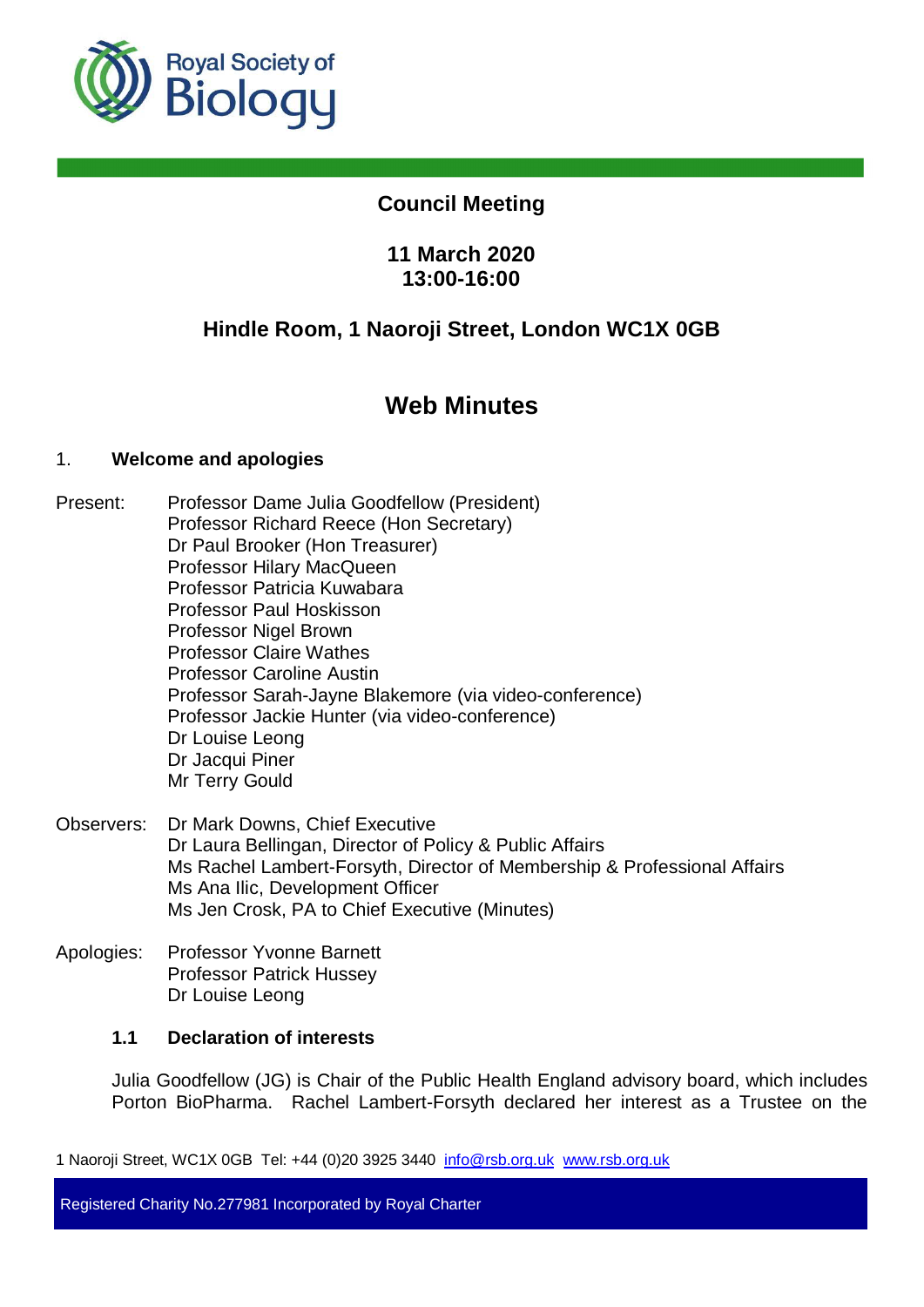# Council Meeting

## 11 March 2020
## 13:00-16:00

## Hindle Room, 1 Naoroji Street, London WC1X 0GB

# Web Minutes

1. **Welcome and apologies**

Present:
- Professor Dame Julia Goodfellow (President)
- Professor Richard Reece (Hon Secretary)
- Dr Paul Brooker (Hon Treasurer)
- Professor Hilary MacQueen
- Professor Patricia Kuwabara
- Professor Paul Hoskisson
- Professor Nigel Brown
- Professor Claire Wathes
- Professor Caroline Austin
- Professor Sarah-Jayne Blakemore (via video-conference)
- Professor Jackie Hunter (via video-conference)
- Dr Louise Leong
- Dr Jacqui Piner
- Mr Terry Gould

Observers:
- Dr Mark Downs, Chief Executive
- Dr Laura Bellingan, Director of Policy & Public Affairs
- Ms Rachel Lambert-Forsyth, Director of Membership & Professional Affairs
- Ms Ana Ilic, Development Officer
- Ms Jen Crosk, PA to Chief Executive (Minutes)

Apologies:
- Professor Yvonne Barnett
- Professor Patrick Hussey
- Dr Louise Leong

### 1.1 Declaration of interests

Julia Goodfellow (JG) is Chair of the Public Health England advisory board, which includes Porton BioPharma. Rachel Lambert-Forsyth declared her interest as a Trustee on the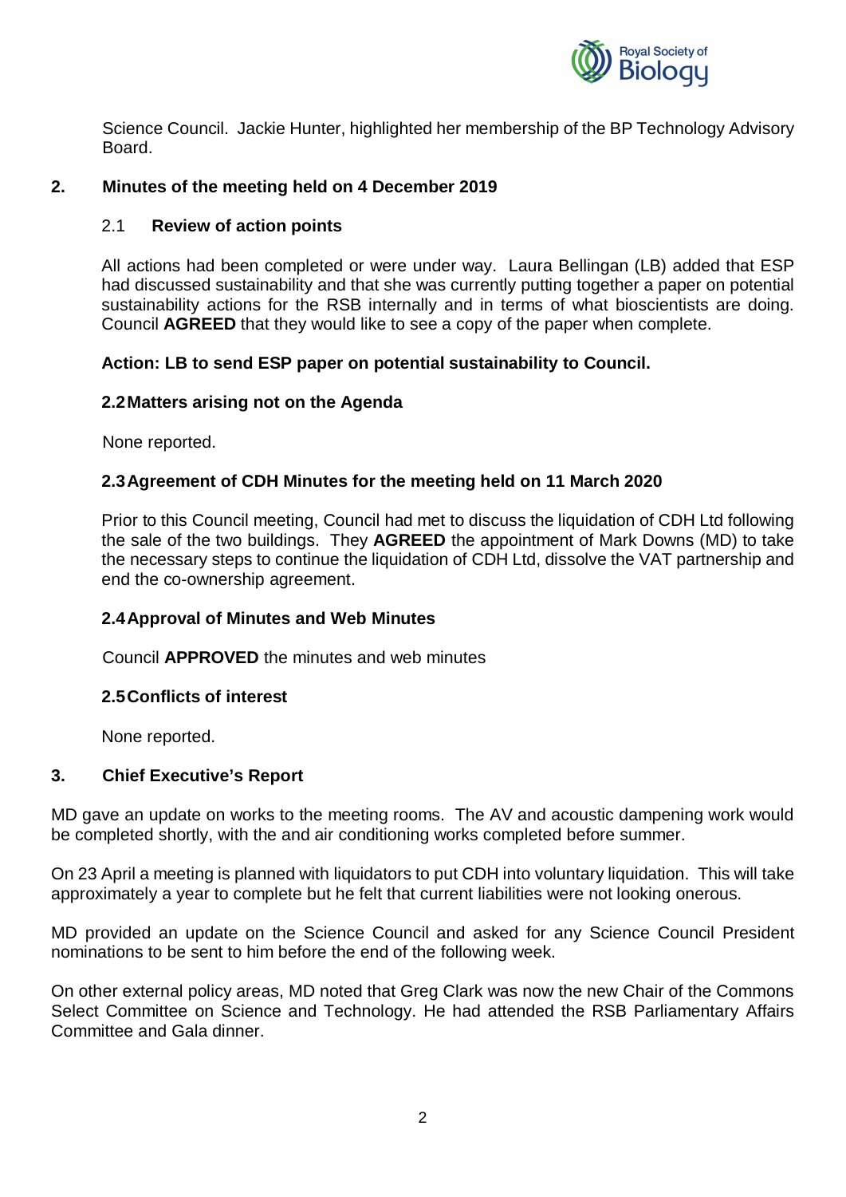Science Council. Jackie Hunter, highlighted her membership of the BP Technology Advisory Board.

## 2. Minutes of the meeting held on 4 December 2019

### 2.1 Review of action points

All actions had been completed or were under way. Laura Bellingan (LB) added that ESP had discussed sustainability and that she was currently putting together a paper on potential sustainability actions for the RSB internally and in terms of what bioscientists are doing. Council **AGREED** that they would like to see a copy of the paper when complete.

**Action: LB to send ESP paper on potential sustainability to Council.**

### 2.2 Matters arising not on the Agenda

None reported.

### 2.3 Agreement of CDH Minutes for the meeting held on 11 March 2020

Prior to this Council meeting, Council had met to discuss the liquidation of CDH Ltd following the sale of the two buildings. They **AGREED** the appointment of Mark Downs (MD) to take the necessary steps to continue the liquidation of CDH Ltd, dissolve the VAT partnership and end the co-ownership agreement.

### 2.4 Approval of Minutes and Web Minutes

Council **APPROVED** the minutes and web minutes

### 2.5 Conflicts of interest

None reported.

## 3. Chief Executive's Report

MD gave an update on works to the meeting rooms. The AV and acoustic dampening work would be completed shortly, with the and air conditioning works completed before summer.

On 23 April a meeting is planned with liquidators to put CDH into voluntary liquidation. This will take approximately a year to complete but he felt that current liabilities were not looking onerous.

MD provided an update on the Science Council and asked for any Science Council President nominations to be sent to him before the end of the following week.

On other external policy areas, MD noted that Greg Clark was now the new Chair of the Commons Select Committee on Science and Technology. He had attended the RSB Parliamentary Affairs Committee and Gala dinner.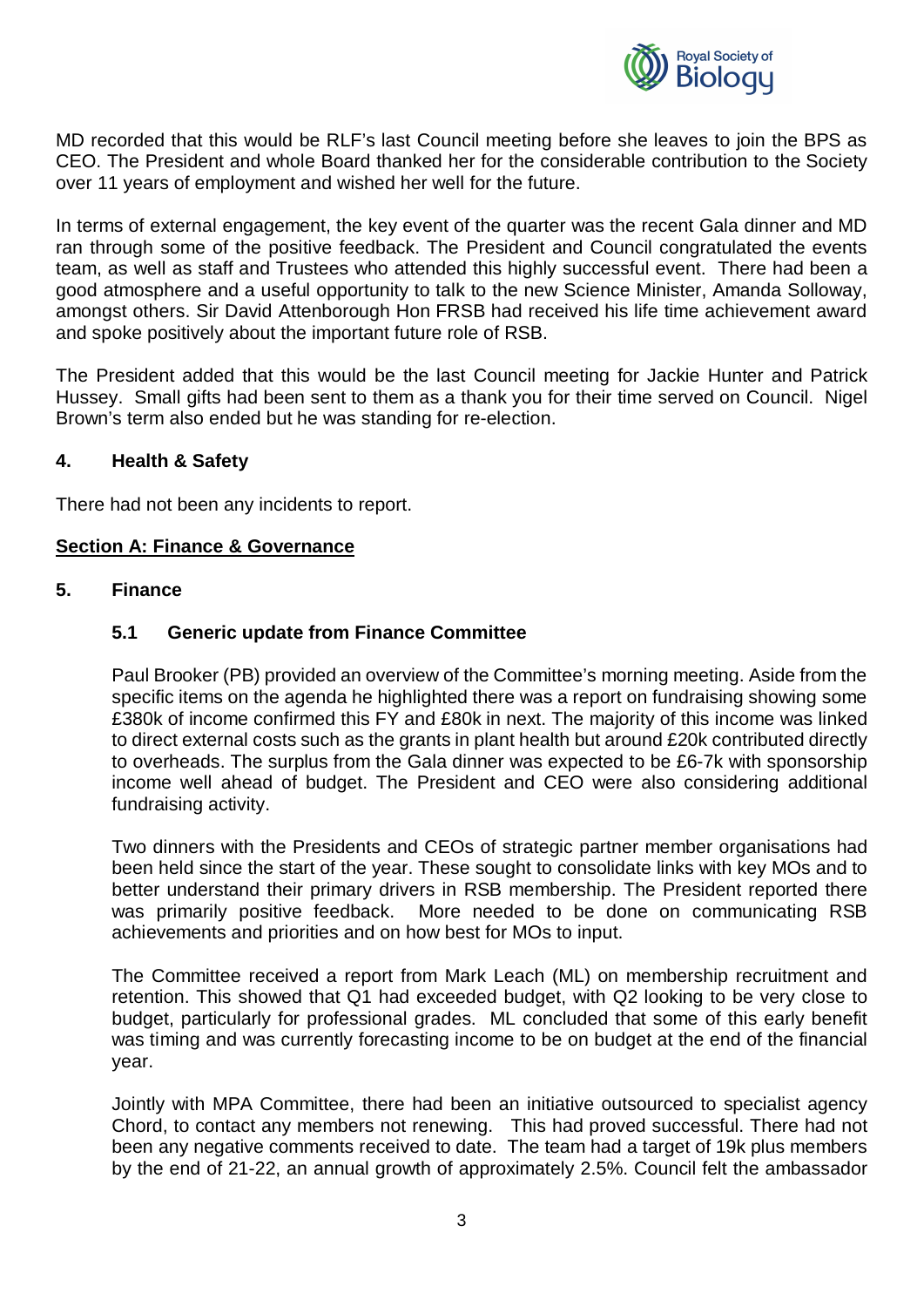MD recorded that this would be RLF's last Council meeting before she leaves to join the BPS as CEO. The President and whole Board thanked her for the considerable contribution to the Society over 11 years of employment and wished her well for the future.

In terms of external engagement, the key event of the quarter was the recent Gala dinner and MD ran through some of the positive feedback. The President and Council congratulated the events team, as well as staff and Trustees who attended this highly successful event. There had been a good atmosphere and a useful opportunity to talk to the new Science Minister, Amanda Solloway, amongst others. Sir David Attenborough Hon FRSB had received his life time achievement award and spoke positively about the important future role of RSB.

The President added that this would be the last Council meeting for Jackie Hunter and Patrick Hussey. Small gifts had been sent to them as a thank you for their time served on Council. Nigel Brown's term also ended but he was standing for re-election.

## 4. Health & Safety

There had not been any incidents to report.

## Section A: Finance & Governance

## 5. Finance

### 5.1 Generic update from Finance Committee

Paul Brooker (PB) provided an overview of the Committee's morning meeting. Aside from the specific items on the agenda he highlighted there was a report on fundraising showing some £380k of income confirmed this FY and £80k in next. The majority of this income was linked to direct external costs such as the grants in plant health but around £20k contributed directly to overheads. The surplus from the Gala dinner was expected to be £6-7k with sponsorship income well ahead of budget. The President and CEO were also considering additional fundraising activity.

Two dinners with the Presidents and CEOs of strategic partner member organisations had been held since the start of the year. These sought to consolidate links with key MOs and to better understand their primary drivers in RSB membership. The President reported there was primarily positive feedback. More needed to be done on communicating RSB achievements and priorities and on how best for MOs to input.

The Committee received a report from Mark Leach (ML) on membership recruitment and retention. This showed that Q1 had exceeded budget, with Q2 looking to be very close to budget, particularly for professional grades. ML concluded that some of this early benefit was timing and was currently forecasting income to be on budget at the end of the financial year.

Jointly with MPA Committee, there had been an initiative outsourced to specialist agency Chord, to contact any members not renewing. This had proved successful. There had not been any negative comments received to date. The team had a target of 19k plus members by the end of 21-22, an annual growth of approximately 2.5%. Council felt the ambassador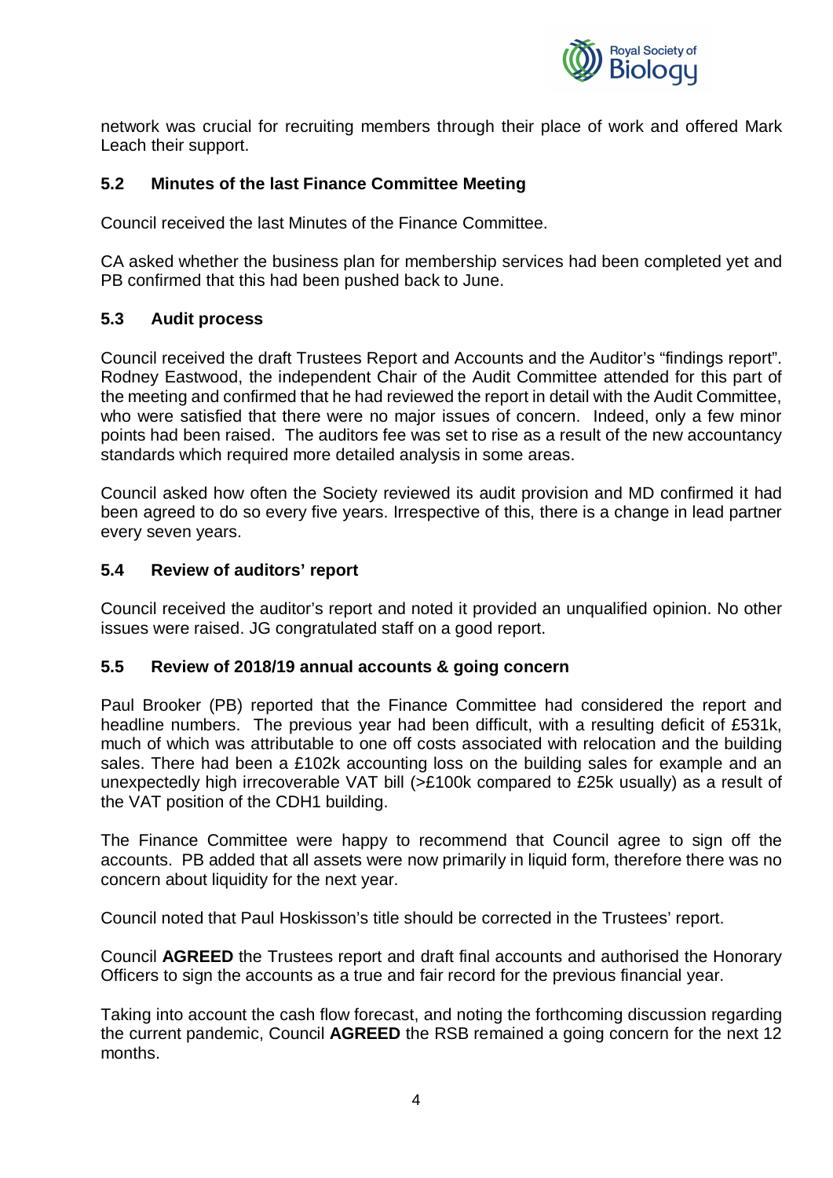network was crucial for recruiting members through their place of work and offered Mark Leach their support.

### 5.2 Minutes of the last Finance Committee Meeting

Council received the last Minutes of the Finance Committee.

CA asked whether the business plan for membership services had been completed yet and PB confirmed that this had been pushed back to June.

### 5.3 Audit process

Council received the draft Trustees Report and Accounts and the Auditor's "findings report". Rodney Eastwood, the independent Chair of the Audit Committee attended for this part of the meeting and confirmed that he had reviewed the report in detail with the Audit Committee, who were satisfied that there were no major issues of concern. Indeed, only a few minor points had been raised. The auditors fee was set to rise as a result of the new accountancy standards which required more detailed analysis in some areas.

Council asked how often the Society reviewed its audit provision and MD confirmed it had been agreed to do so every five years. Irrespective of this, there is a change in lead partner every seven years.

### 5.4 Review of auditors' report

Council received the auditor's report and noted it provided an unqualified opinion. No other issues were raised. JG congratulated staff on a good report.

### 5.5 Review of 2018/19 annual accounts & going concern

Paul Brooker (PB) reported that the Finance Committee had considered the report and headline numbers. The previous year had been difficult, with a resulting deficit of £531k, much of which was attributable to one off costs associated with relocation and the building sales. There had been a £102k accounting loss on the building sales for example and an unexpectedly high irrecoverable VAT bill (>£100k compared to £25k usually) as a result of the VAT position of the CDH1 building.

The Finance Committee were happy to recommend that Council agree to sign off the accounts. PB added that all assets were now primarily in liquid form, therefore there was no concern about liquidity for the next year.

Council noted that Paul Hoskisson's title should be corrected in the Trustees' report.

Council **AGREED** the Trustees report and draft final accounts and authorised the Honorary Officers to sign the accounts as a true and fair record for the previous financial year.

Taking into account the cash flow forecast, and noting the forthcoming discussion regarding the current pandemic, Council **AGREED** the RSB remained a going concern for the next 12 months.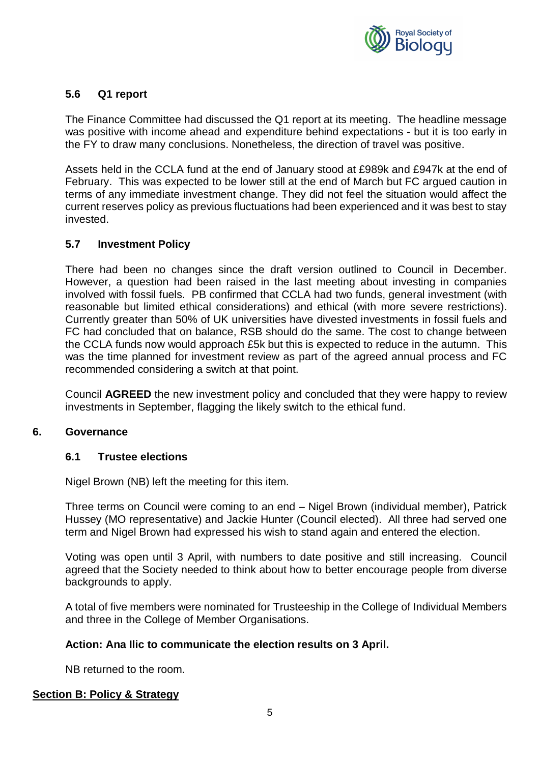### 5.6 Q1 report

The Finance Committee had discussed the Q1 report at its meeting. The headline message was positive with income ahead and expenditure behind expectations - but it is too early in the FY to draw many conclusions. Nonetheless, the direction of travel was positive.

Assets held in the CCLA fund at the end of January stood at £989k and £947k at the end of February. This was expected to be lower still at the end of March but FC argued caution in terms of any immediate investment change. They did not feel the situation would affect the current reserves policy as previous fluctuations had been experienced and it was best to stay invested.

### 5.7 Investment Policy

There had been no changes since the draft version outlined to Council in December. However, a question had been raised in the last meeting about investing in companies involved with fossil fuels. PB confirmed that CCLA had two funds, general investment (with reasonable but limited ethical considerations) and ethical (with more severe restrictions). Currently greater than 50% of UK universities have divested investments in fossil fuels and FC had concluded that on balance, RSB should do the same. The cost to change between the CCLA funds now would approach £5k but this is expected to reduce in the autumn. This was the time planned for investment review as part of the agreed annual process and FC recommended considering a switch at that point.

Council **AGREED** the new investment policy and concluded that they were happy to review investments in September, flagging the likely switch to the ethical fund.

## 6. Governance

### 6.1 Trustee elections

Nigel Brown (NB) left the meeting for this item.

Three terms on Council were coming to an end – Nigel Brown (individual member), Patrick Hussey (MO representative) and Jackie Hunter (Council elected). All three had served one term and Nigel Brown had expressed his wish to stand again and entered the election.

Voting was open until 3 April, with numbers to date positive and still increasing. Council agreed that the Society needed to think about how to better encourage people from diverse backgrounds to apply.

A total of five members were nominated for Trusteeship in the College of Individual Members and three in the College of Member Organisations.

**Action: Ana Ilic to communicate the election results on 3 April.**

NB returned to the room.

## Section B: Policy & Strategy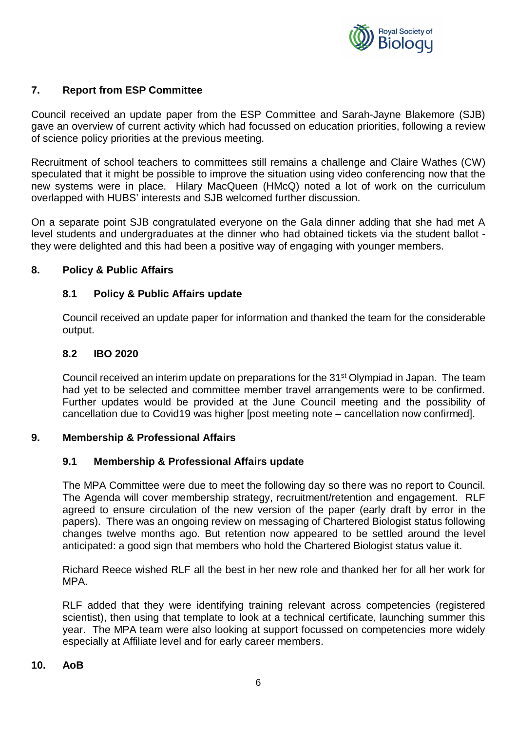## 7. Report from ESP Committee

Council received an update paper from the ESP Committee and Sarah-Jayne Blakemore (SJB) gave an overview of current activity which had focussed on education priorities, following a review of science policy priorities at the previous meeting.

Recruitment of school teachers to committees still remains a challenge and Claire Wathes (CW) speculated that it might be possible to improve the situation using video conferencing now that the new systems were in place. Hilary MacQueen (HMcQ) noted a lot of work on the curriculum overlapped with HUBS' interests and SJB welcomed further discussion.

On a separate point SJB congratulated everyone on the Gala dinner adding that she had met A level students and undergraduates at the dinner who had obtained tickets via the student ballot - they were delighted and this had been a positive way of engaging with younger members.

## 8. Policy & Public Affairs

### 8.1 Policy & Public Affairs update

Council received an update paper for information and thanked the team for the considerable output.

### 8.2 IBO 2020

Council received an interim update on preparations for the 31st Olympiad in Japan. The team had yet to be selected and committee member travel arrangements were to be confirmed. Further updates would be provided at the June Council meeting and the possibility of cancellation due to Covid19 was higher [post meeting note – cancellation now confirmed].

## 9. Membership & Professional Affairs

### 9.1 Membership & Professional Affairs update

The MPA Committee were due to meet the following day so there was no report to Council. The Agenda will cover membership strategy, recruitment/retention and engagement. RLF agreed to ensure circulation of the new version of the paper (early draft by error in the papers). There was an ongoing review on messaging of Chartered Biologist status following changes twelve months ago. But retention now appeared to be settled around the level anticipated: a good sign that members who hold the Chartered Biologist status value it.

Richard Reece wished RLF all the best in her new role and thanked her for all her work for MPA.

RLF added that they were identifying training relevant across competencies (registered scientist), then using that template to look at a technical certificate, launching summer this year. The MPA team were also looking at support focussed on competencies more widely especially at Affiliate level and for early career members.

## 10. AoB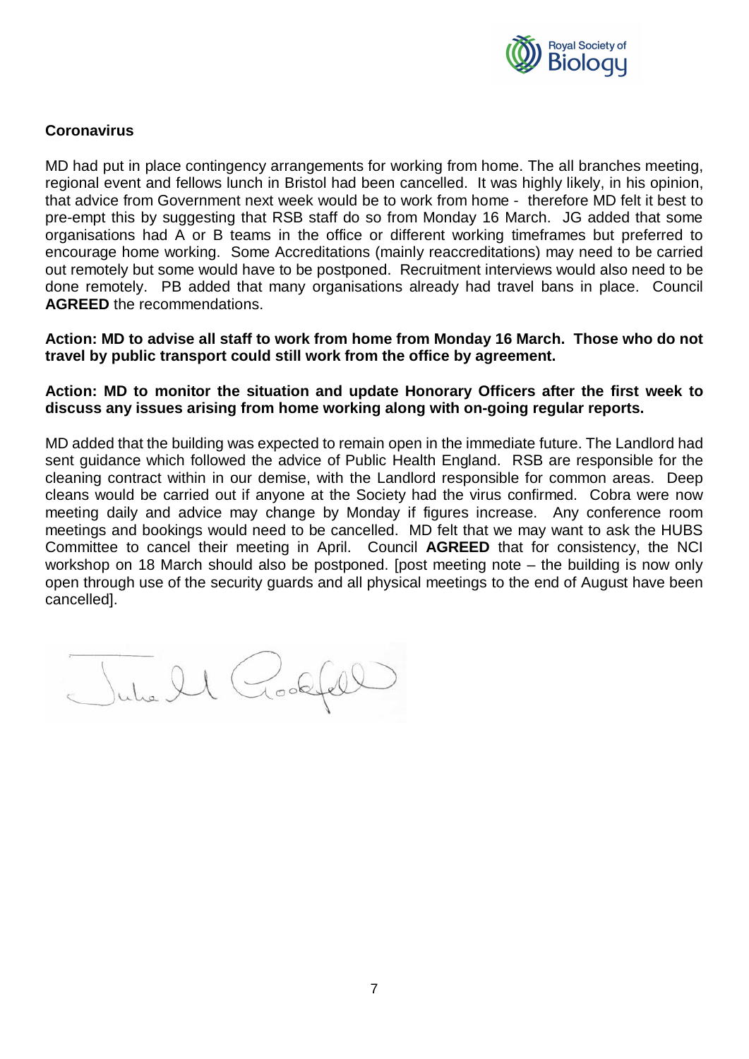## Coronavirus

MD had put in place contingency arrangements for working from home. The all branches meeting, regional event and fellows lunch in Bristol had been cancelled. It was highly likely, in his opinion, that advice from Government next week would be to work from home - therefore MD felt it best to pre-empt this by suggesting that RSB staff do so from Monday 16 March. JG added that some organisations had A or B teams in the office or different working timeframes but preferred to encourage home working. Some Accreditations (mainly reaccreditations) may need to be carried out remotely but some would have to be postponed. Recruitment interviews would also need to be done remotely. PB added that many organisations already had travel bans in place. Council **AGREED** the recommendations.

**Action: MD to advise all staff to work from home from Monday 16 March. Those who do not travel by public transport could still work from the office by agreement.**

**Action: MD to monitor the situation and update Honorary Officers after the first week to discuss any issues arising from home working along with on-going regular reports.**

MD added that the building was expected to remain open in the immediate future. The Landlord had sent guidance which followed the advice of Public Health England. RSB are responsible for the cleaning contract within in our demise, with the Landlord responsible for common areas. Deep cleans would be carried out if anyone at the Society had the virus confirmed. Cobra were now meeting daily and advice may change by Monday if figures increase. Any conference room meetings and bookings would need to be cancelled. MD felt that we may want to ask the HUBS Committee to cancel their meeting in April. Council **AGREED** that for consistency, the NCI workshop on 18 March should also be postponed. [post meeting note – the building is now only open through use of the security guards and all physical meetings to the end of August have been cancelled].